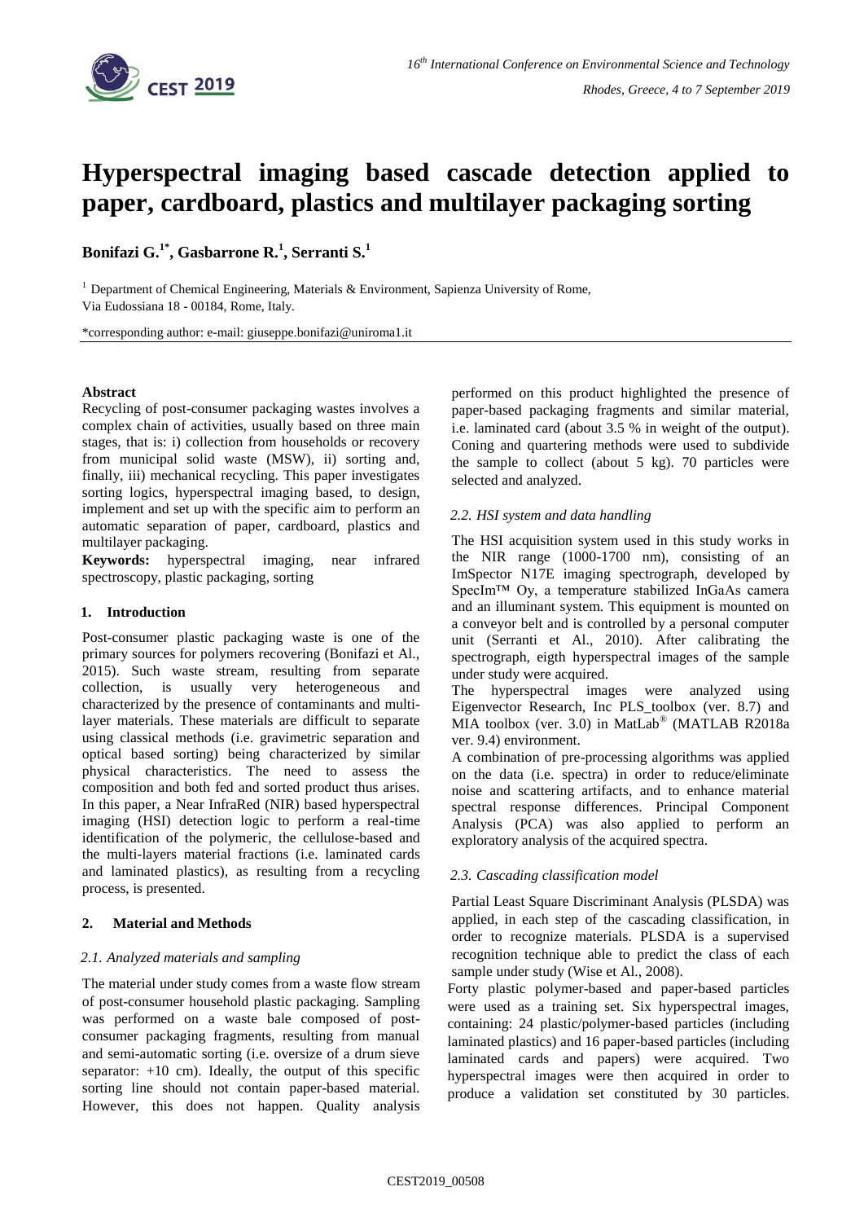# Hyperspectral imaging based cascade detection applied to paper, cardboard, plastics and multilayer packaging sorting

**Bonifazi G.[1*], Gasbarrone R.[1], Serranti S.[1]**

[1] Department of Chemical Engineering, Materials & Environment, Sapienza University of Rome, Via Eudossiana 18 - 00184, Rome, Italy.

*corresponding author: e-mail: giuseppe.bonifazi@uniroma1.it

**Abstract**

Recycling of post-consumer packaging wastes involves a complex chain of activities, usually based on three main stages, that is: i) collection from households or recovery from municipal solid waste (MSW), ii) sorting and, finally, iii) mechanical recycling. This paper investigates sorting logics, hyperspectral imaging based, to design, implement and set up with the specific aim to perform an automatic separation of paper, cardboard, plastics and multilayer packaging.

**Keywords:** hyperspectral imaging, near infrared spectroscopy, plastic packaging, sorting

## 1. Introduction

Post-consumer plastic packaging waste is one of the primary sources for polymers recovering (Bonifazi et Al., 2015). Such waste stream, resulting from separate collection, is usually very heterogeneous and characterized by the presence of contaminants and multi-layer materials. These materials are difficult to separate using classical methods (i.e. gravimetric separation and optical based sorting) being characterized by similar physical characteristics. The need to assess the composition and both fed and sorted product thus arises. In this paper, a Near InfraRed (NIR) based hyperspectral imaging (HSI) detection logic to perform a real-time identification of the polymeric, the cellulose-based and the multi-layers material fractions (i.e. laminated cards and laminated plastics), as resulting from a recycling process, is presented.

## 2. Material and Methods

### *2.1. Analyzed materials and sampling*

The material under study comes from a waste flow stream of post-consumer household plastic packaging. Sampling was performed on a waste bale composed of post-consumer packaging fragments, resulting from manual and semi-automatic sorting (i.e. oversize of a drum sieve separator: +10 cm). Ideally, the output of this specific sorting line should not contain paper-based material. However, this does not happen. Quality analysis performed on this product highlighted the presence of paper-based packaging fragments and similar material, i.e. laminated card (about 3.5 % in weight of the output). Coning and quartering methods were used to subdivide the sample to collect (about 5 kg). 70 particles were selected and analyzed.

### *2.2. HSI system and data handling*

The HSI acquisition system used in this study works in the NIR range (1000-1700 nm), consisting of an ImSpector N17E imaging spectrograph, developed by SpecIm™ Oy, a temperature stabilized InGaAs camera and an illuminant system. This equipment is mounted on a conveyor belt and is controlled by a personal computer unit (Serranti et Al., 2010). After calibrating the spectrograph, eigth hyperspectral images of the sample under study were acquired.

The hyperspectral images were analyzed using Eigenvector Research, Inc PLS_toolbox (ver. 8.7) and MIA toolbox (ver. 3.0) in MatLab® (MATLAB R2018a ver. 9.4) environment.

A combination of pre-processing algorithms was applied on the data (i.e. spectra) in order to reduce/eliminate noise and scattering artifacts, and to enhance material spectral response differences. Principal Component Analysis (PCA) was also applied to perform an exploratory analysis of the acquired spectra.

### *2.3. Cascading classification model*

Partial Least Square Discriminant Analysis (PLSDA) was applied, in each step of the cascading classification, in order to recognize materials. PLSDA is a supervised recognition technique able to predict the class of each sample under study (Wise et Al., 2008).

Forty plastic polymer-based and paper-based particles were used as a training set. Six hyperspectral images, containing: 24 plastic/polymer-based particles (including laminated plastics) and 16 paper-based particles (including laminated cards and papers) were acquired. Two hyperspectral images were then acquired in order to produce a validation set constituted by 30 particles.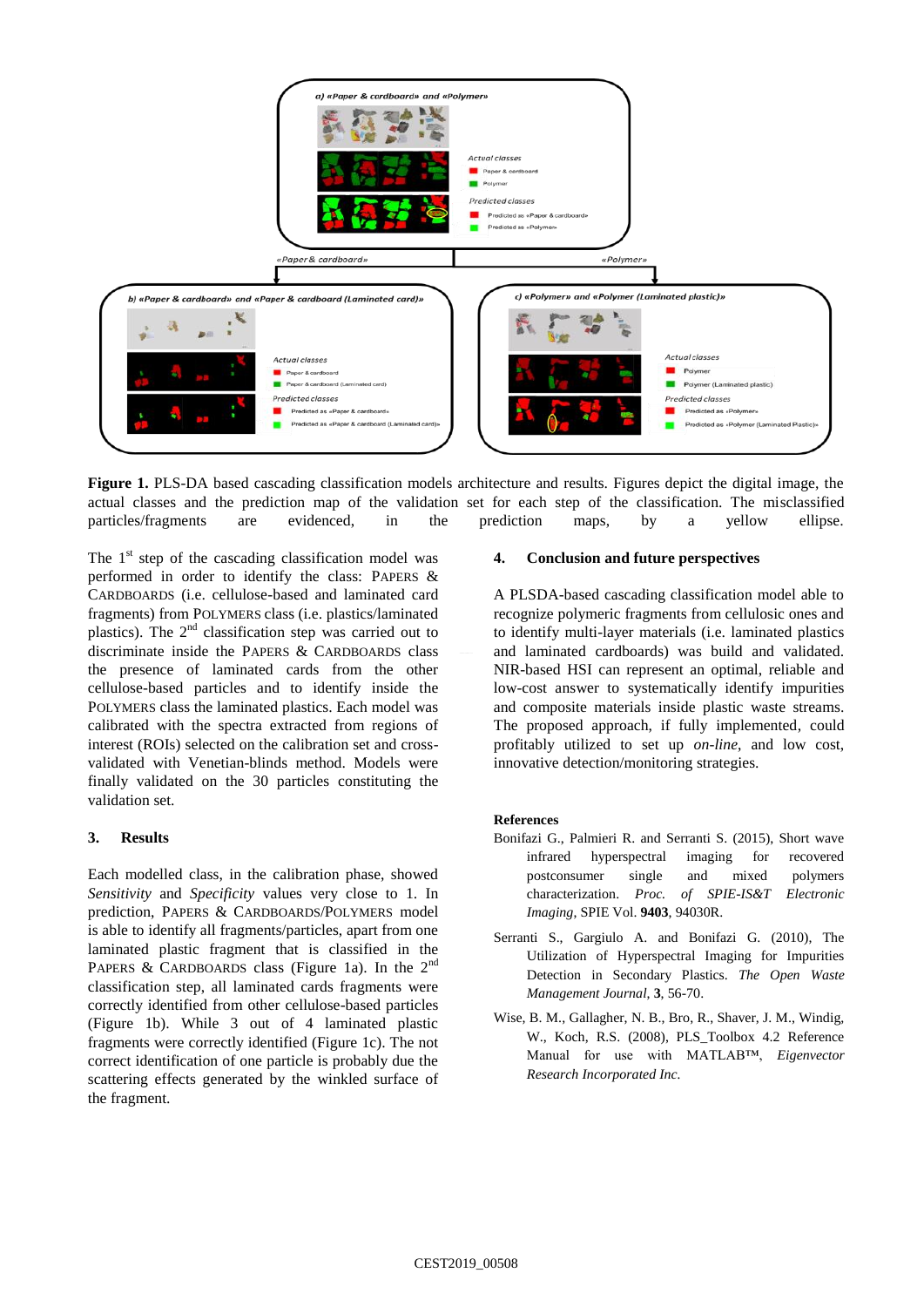a) «Paper & cardboard» and «Polymer»

Actual classes
Paper & cardboard
Polymer

Predicted classes
Predicted as «Paper & cardboard»
Predicted as «Polymer»

«Paper & cardboard»

«Polymer»

b) «Paper & cardboard» and «Paper & cardboard (Laminated card)»

Actual classes
Paper & cardboard
Paper & cardboard (Laminated card)

Predicted classes
Predicted as «Paper & cardboard»
Predicted as «Paper & cardboard (Laminated card)»

c) «Polymer» and «Polymer (Laminated plastic)»

Actual classes
Polymer
Polymer (Laminated plastic)

Predicted classes
Predicted as «Polymer»
Predicted as «Polymer (Laminated Plastic)»

**Figure 1.** PLS-DA based cascading classification models architecture and results. Figures depict the digital image, the actual classes and the prediction map of the validation set for each step of the classification. The misclassified particles/fragments are evidenced, in the prediction maps, by a yellow ellipse.

The 1st step of the cascading classification model was performed in order to identify the class: PAPERS & CARDBOARDS (i.e. cellulose-based and laminated card fragments) from POLYMERS class (i.e. plastics/laminated plastics). The 2nd classification step was carried out to discriminate inside the PAPERS & CARDBOARDS class the presence of laminated cards from the other cellulose-based particles and to identify inside the POLYMERS class the laminated plastics. Each model was calibrated with the spectra extracted from regions of interest (ROIs) selected on the calibration set and cross-validated with Venetian-blinds method. Models were finally validated on the 30 particles constituting the validation set.

## 3. Results

Each modelled class, in the calibration phase, showed *Sensitivity* and *Specificity* values very close to 1. In prediction, PAPERS & CARDBOARDS/POLYMERS model is able to identify all fragments/particles, apart from one laminated plastic fragment that is classified in the PAPERS & CARDBOARDS class (Figure 1a). In the 2nd classification step, all laminated cards fragments were correctly identified from other cellulose-based particles (Figure 1b). While 3 out of 4 laminated plastic fragments were correctly identified (Figure 1c). The not correct identification of one particle is probably due the scattering effects generated by the winkled surface of the fragment.

## 4. Conclusion and future perspectives

A PLSDA-based cascading classification model able to recognize polymeric fragments from cellulosic ones and to identify multi-layer materials (i.e. laminated plastics and laminated cardboards) was build and validated. NIR-based HSI can represent an optimal, reliable and low-cost answer to systematically identify impurities and composite materials inside plastic waste streams. The proposed approach, if fully implemented, could profitably utilized to set up *on-line*, and low cost, innovative detection/monitoring strategies.

### References

Bonifazi G., Palmieri R. and Serranti S. (2015), Short wave infrared hyperspectral imaging for recovered postconsumer single and mixed polymers characterization. *Proc. of SPIE-IS&T Electronic Imaging*, SPIE Vol. **9403**, 94030R.

Serranti S., Gargiulo A. and Bonifazi G. (2010), The Utilization of Hyperspectral Imaging for Impurities Detection in Secondary Plastics. *The Open Waste Management Journal*, **3**, 56-70.

Wise, B. M., Gallagher, N. B., Bro, R., Shaver, J. M., Windig, W., Koch, R.S. (2008), PLS_Toolbox 4.2 Reference Manual for use with MATLAB™, *Eigenvector Research Incorporated Inc.*